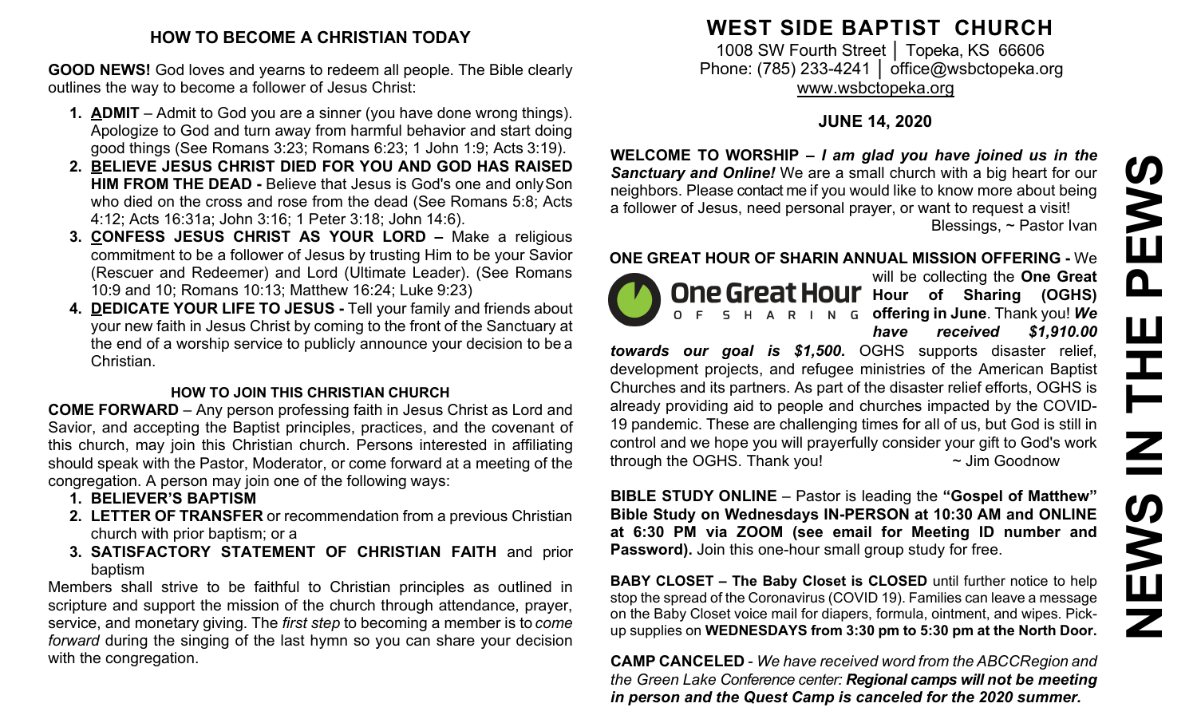## HOW TO BECOME A CHRISTIAN TODAY

**GOOD NEWS!** God loves and yearns to redeem all people. The Bible clearly outlines the way to become a follower of Jesus Christ:

1. **ADMIT** – Admit to God you are a sinner (you have done wrong things). Apologize to God and turn away from harmful behavior and start doing good things (See Romans 3:23; Romans 6:23; 1 John 1:9; Acts 3:19).
2. **BELIEVE JESUS CHRIST DIED FOR YOU AND GOD HAS RAISED HIM FROM THE DEAD -** Believe that Jesus is God's one and only Son who died on the cross and rose from the dead (See Romans 5:8; Acts 4:12; Acts 16:31a; John 3:16; 1 Peter 3:18; John 14:6).
3. **CONFESS JESUS CHRIST AS YOUR LORD –** Make a religious commitment to be a follower of Jesus by trusting Him to be your Savior (Rescuer and Redeemer) and Lord (Ultimate Leader). (See Romans 10:9 and 10; Romans 10:13; Matthew 16:24; Luke 9:23)
4. **DEDICATE YOUR LIFE TO JESUS -** Tell your family and friends about your new faith in Jesus Christ by coming to the front of the Sanctuary at the end of a worship service to publicly announce your decision to be a Christian.

### HOW TO JOIN THIS CHRISTIAN CHURCH

**COME FORWARD** – Any person professing faith in Jesus Christ as Lord and Savior, and accepting the Baptist principles, practices, and the covenant of this church, may join this Christian church. Persons interested in affiliating should speak with the Pastor, Moderator, or come forward at a meeting of the congregation. A person may join one of the following ways:

1. **BELIEVER'S BAPTISM**
2. **LETTER OF TRANSFER** or recommendation from a previous Christian church with prior baptism; or a
3. **SATISFACTORY STATEMENT OF CHRISTIAN FAITH** and prior baptism

Members shall strive to be faithful to Christian principles as outlined in scripture and support the mission of the church through attendance, prayer, service, and monetary giving. The *first step* to becoming a member is to *come forward* during the singing of the last hymn so you can share your decision with the congregation.

# WEST SIDE BAPTIST CHURCH

1008 SW Fourth Street │ Topeka, KS 66606
Phone: (785) 233-4241 │ office@wsbctopeka.org
www.wsbctopeka.org

**JUNE 14, 2020**

**WELCOME TO WORSHIP –** ***I am glad you have joined us in the Sanctuary and Online!*** We are a small church with a big heart for our neighbors. Please contact me if you would like to know more about being a follower of Jesus, need personal prayer, or want to request a visit!
Blessings, ~ Pastor Ivan

**ONE GREAT HOUR OF SHARIN ANNUAL MISSION OFFERING -** We will be collecting the **One Great Hour of Sharing (OGHS) offering in June**. Thank you! ***We have received $1,910.00 towards our goal is $1,500.*** OGHS supports disaster relief, development projects, and refugee ministries of the American Baptist Churches and its partners. As part of the disaster relief efforts, OGHS is already providing aid to people and churches impacted by the COVID-19 pandemic. These are challenging times for all of us, but God is still in control and we hope you will prayerfully consider your gift to God's work through the OGHS. Thank you! ~ Jim Goodnow

**BIBLE STUDY ONLINE** – Pastor is leading the **"Gospel of Matthew" Bible Study on Wednesdays IN-PERSON at 10:30 AM and ONLINE at 6:30 PM via ZOOM (see email for Meeting ID number and Password).** Join this one-hour small group study for free.

**BABY CLOSET – The Baby Closet is CLOSED** until further notice to help stop the spread of the Coronavirus (COVID 19). Families can leave a message on the Baby Closet voice mail for diapers, formula, ointment, and wipes. Pick-up supplies on **WEDNESDAYS from 3:30 pm to 5:30 pm at the North Door.**

**CAMP CANCELED** - *We have received word from the ABCCRegion and the Green Lake Conference center:* ***Regional camps will not be meeting in person and the Quest Camp is canceled for the 2020 summer.***

**NEWS IN THE PEWS**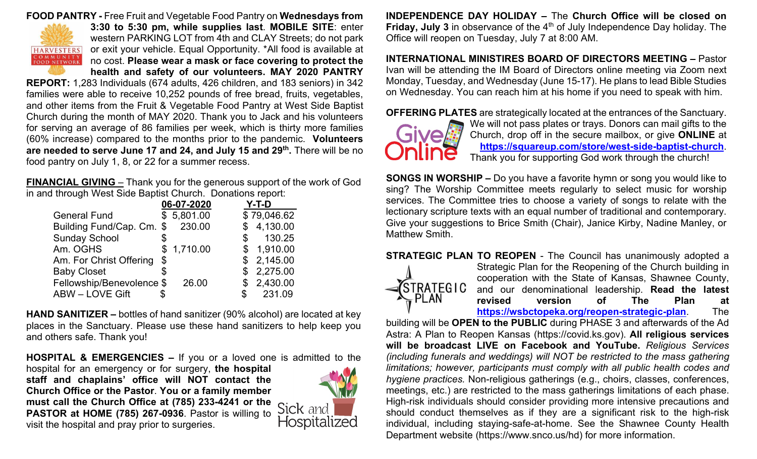**FOOD PANTRY -** Free Fruit and Vegetable Food Pantry on **Wednesdays from 3:30 to 5:30 pm, while supplies last**. **MOBILE SITE**: enter western PARKING LOT from 4th and CLAY Streets; do not park or exit your vehicle. Equal Opportunity. *All food is available at no cost. **Please wear a mask or face covering to protect the health and safety of our volunteers. MAY 2020 PANTRY REPORT:** 1,283 Individuals (674 adults, 426 children, and 183 seniors) in 342 families were able to receive 10,252 pounds of free bread, fruits, vegetables, and other items from the Fruit & Vegetable Food Pantry at West Side Baptist Church during the month of MAY 2020. Thank you to Jack and his volunteers for serving an average of 86 families per week, which is thirty more families (60% increase) compared to the months prior to the pandemic. **Volunteers are needed to serve June 17 and 24, and July 15 and 29th.** There will be no food pantry on July 1, 8, or 22 for a summer recess.

**FINANCIAL GIVING** – Thank you for the generous support of the work of God in and through West Side Baptist Church. Donations report:

| | 06-07-2020 | Y-T-D |
|---|---|---|
| General Fund | $ 5,801.00 | $ 79,046.62 |
| Building Fund/Cap. Cm. | $ 230.00 | $ 4,130.00 |
| Sunday School | $ | $ 130.25 |
| Am. OGHS | $ 1,710.00 | $ 1,910.00 |
| Am. For Christ Offering | $ | $ 2,145.00 |
| Baby Closet | $ | $ 2,275.00 |
| Fellowship/Benevolence | $ 26.00 | $ 2,430.00 |
| ABW – LOVE Gift | $ | $ 231.09 |

**HAND SANITIZER –** bottles of hand sanitizer (90% alcohol) are located at key places in the Sanctuary. Please use these hand sanitizers to help keep you and others safe. Thank you!

**HOSPITAL & EMERGENCIES –** If you or a loved one is admitted to the hospital for an emergency or for surgery, **the hospital staff and chaplains' office will NOT contact the Church Office or the Pastor**. **You or a family member must call the Church Office at (785) 233-4241 or the PASTOR at HOME (785) 267-0936**. Pastor is willing to visit the hospital and pray prior to surgeries.

**INDEPENDENCE DAY HOLIDAY –** The **Church Office will be closed on Friday, July 3** in observance of the 4th of July Independence Day holiday. The Office will reopen on Tuesday, July 7 at 8:00 AM.

**INTERNATIONAL MINISTIRES BOARD OF DIRECTORS MEETING –** Pastor Ivan will be attending the IM Board of Directors online meeting via Zoom next Monday, Tuesday, and Wednesday (June 15-17). He plans to lead Bible Studies on Wednesday. You can reach him at his home if you need to speak with him.

**OFFERING PLATES** are strategically located at the entrances of the Sanctuary. We will not pass plates or trays. Donors can mail gifts to the Church, drop off in the secure mailbox, or give **ONLINE** at **https://squareup.com/store/west-side-baptist-church**. Thank you for supporting God work through the church!

**SONGS IN WORSHIP –** Do you have a favorite hymn or song you would like to sing? The Worship Committee meets regularly to select music for worship services. The Committee tries to choose a variety of songs to relate with the lectionary scripture texts with an equal number of traditional and contemporary. Give your suggestions to Brice Smith (Chair), Janice Kirby, Nadine Manley, or Matthew Smith.

**STRATEGIC PLAN TO REOPEN** - The Council has unanimously adopted a Strategic Plan for the Reopening of the Church building in cooperation with the State of Kansas, Shawnee County, and our denominational leadership. **Read the latest revised version of The Plan at https://wsbctopeka.org/reopen-strategic-plan**. The building will be **OPEN to the PUBLIC** during PHASE 3 and afterwards of the Ad Astra: A Plan to Reopen Kansas (https://covid.ks.gov). **All religious services will be broadcast LIVE on Facebook and YouTube.** *Religious Services (including funerals and weddings) will NOT be restricted to the mass gathering limitations; however, participants must comply with all public health codes and hygiene practices.* Non-religious gatherings (e.g., choirs, classes, conferences, meetings, etc.) are restricted to the mass gatherings limitations of each phase. High-risk individuals should consider providing more intensive precautions and should conduct themselves as if they are a significant risk to the high-risk individual, including staying-safe-at-home. See the Shawnee County Health Department website (https://www.snco.us/hd) for more information.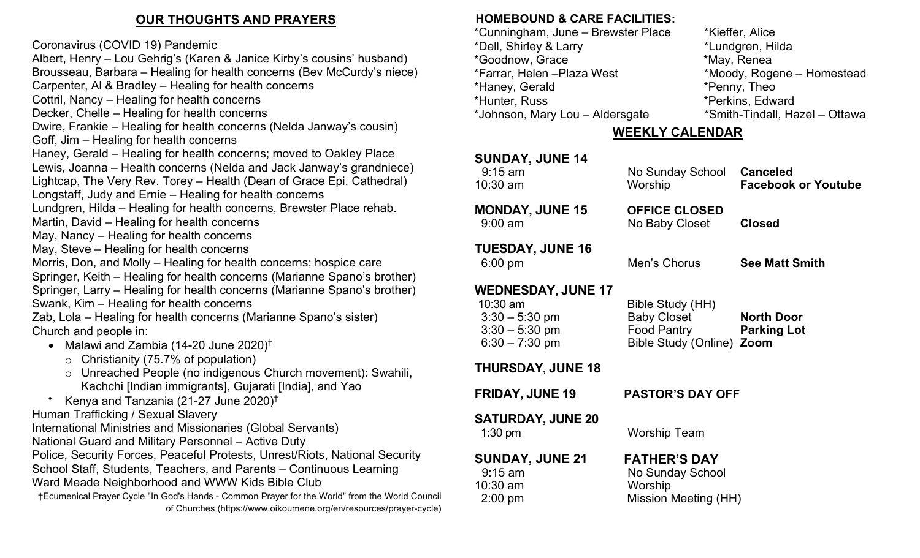## OUR THOUGHTS AND PRAYERS

Coronavirus (COVID 19) Pandemic
Albert, Henry – Lou Gehrig's (Karen & Janice Kirby's cousins' husband)
Brousseau, Barbara – Healing for health concerns (Bev McCurdy's niece)
Carpenter, Al & Bradley – Healing for health concerns
Cottril, Nancy – Healing for health concerns
Decker, Chelle – Healing for health concerns
Dwire, Frankie – Healing for health concerns (Nelda Janway's cousin)
Goff, Jim – Healing for health concerns
Haney, Gerald – Healing for health concerns; moved to Oakley Place
Lewis, Joanna – Health concerns (Nelda and Jack Janway's grandniece)
Lightcap, The Very Rev. Torey – Health (Dean of Grace Epi. Cathedral)
Longstaff, Judy and Ernie – Healing for health concerns
Lundgren, Hilda – Healing for health concerns, Brewster Place rehab.
Martin, David – Healing for health concerns
May, Nancy – Healing for health concerns
May, Steve – Healing for health concerns
Morris, Don, and Molly – Healing for health concerns; hospice care
Springer, Keith – Healing for health concerns (Marianne Spano's brother)
Springer, Larry – Healing for health concerns (Marianne Spano's brother)
Swank, Kim – Healing for health concerns
Zab, Lola – Healing for health concerns (Marianne Spano's sister)
Church and people in:

- Malawi and Zambia (14-20 June 2020)†
  - Christianity (75.7% of population)
  - Unreached People (no indigenous Church movement): Swahili, Kachchi [Indian immigrants], Gujarati [India], and Yao
- Kenya and Tanzania (21-27 June 2020)†

Human Trafficking / Sexual Slavery
International Ministries and Missionaries (Global Servants)
National Guard and Military Personnel – Active Duty
Police, Security Forces, Peaceful Protests, Unrest/Riots, National Security
School Staff, Students, Teachers, and Parents – Continuous Learning
Ward Meade Neighborhood and WWW Kids Bible Club

†Ecumenical Prayer Cycle "In God's Hands - Common Prayer for the World" from the World Council of Churches (https://www.oikoumene.org/en/resources/prayer-cycle)

### HOMEBOUND & CARE FACILITIES:

*Cunningham, June – Brewster Place
*Dell, Shirley & Larry
*Goodnow, Grace
*Farrar, Helen –Plaza West
*Haney, Gerald
*Hunter, Russ
*Johnson, Mary Lou – Aldersgate
*Kieffer, Alice
*Lundgren, Hilda
*May, Renea
*Moody, Rogene – Homestead
*Penny, Theo
*Perkins, Edward
*Smith-Tindall, Hazel – Ottawa

## WEEKLY CALENDAR

**SUNDAY, JUNE 14**

| | | |
|---|---|---|
| 9:15 am | No Sunday School | **Canceled** |
| 10:30 am | Worship | **Facebook or Youtube** |

**MONDAY, JUNE 15** — **OFFICE CLOSED**

| | | |
|---|---|---|
| 9:00 am | No Baby Closet | **Closed** |

**TUESDAY, JUNE 16**

| | | |
|---|---|---|
| 6:00 pm | Men's Chorus | **See Matt Smith** |

**WEDNESDAY, JUNE 17**

| | | |
|---|---|---|
| 10:30 am | Bible Study (HH) | |
| 3:30 – 5:30 pm | Baby Closet | **North Door** |
| 3:30 – 5:30 pm | Food Pantry | **Parking Lot** |
| 6:30 – 7:30 pm | Bible Study (Online) | **Zoom** |

**THURSDAY, JUNE 18**

**FRIDAY, JUNE 19** — **PASTOR'S DAY OFF**

**SATURDAY, JUNE 20**

| | |
|---|---|
| 1:30 pm | Worship Team |

**SUNDAY, JUNE 21** — **FATHER'S DAY**

| | |
|---|---|
| 9:15 am | No Sunday School |
| 10:30 am | Worship |
| 2:00 pm | Mission Meeting (HH) |